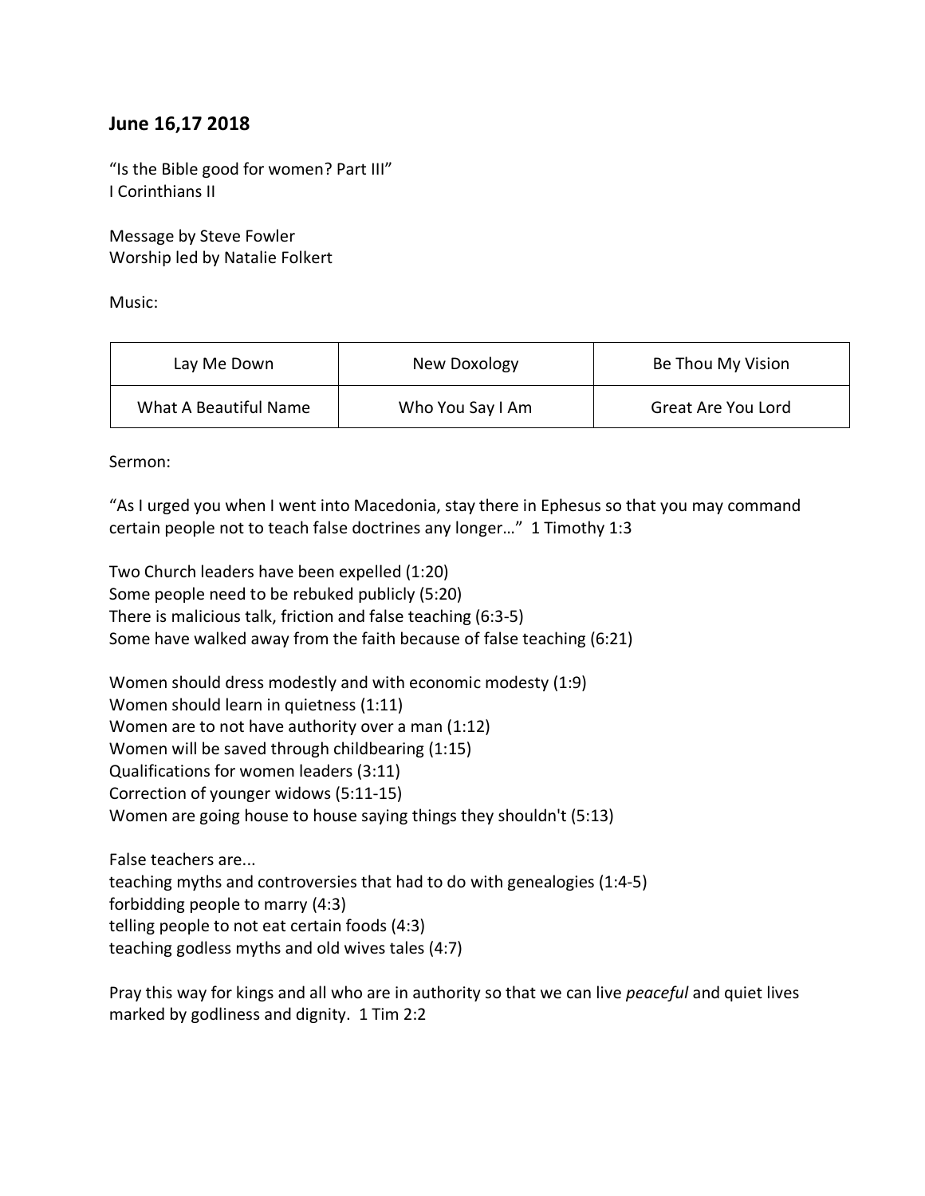## June 16,17 2018

"Is the Bible good for women? Part III"
I Corinthians II

Message by Steve Fowler
Worship led by Natalie Folkert

Music:

| Lay Me Down | New Doxology | Be Thou My Vision |
|---|---|---|
| What A Beautiful Name | Who You Say I Am | Great Are You Lord |

Sermon:

"As I urged you when I went into Macedonia, stay there in Ephesus so that you may command certain people not to teach false doctrines any longer…" 1 Timothy 1:3

Two Church leaders have been expelled (1:20)
Some people need to be rebuked publicly (5:20)
There is malicious talk, friction and false teaching (6:3-5)
Some have walked away from the faith because of false teaching (6:21)

Women should dress modestly and with economic modesty (1:9)
Women should learn in quietness (1:11)
Women are to not have authority over a man (1:12)
Women will be saved through childbearing (1:15)
Qualifications for women leaders (3:11)
Correction of younger widows (5:11-15)
Women are going house to house saying things they shouldn't (5:13)

False teachers are...
teaching myths and controversies that had to do with genealogies (1:4-5)
forbidding people to marry (4:3)
telling people to not eat certain foods (4:3)
teaching godless myths and old wives tales (4:7)

Pray this way for kings and all who are in authority so that we can live *peaceful* and quiet lives marked by godliness and dignity. 1 Tim 2:2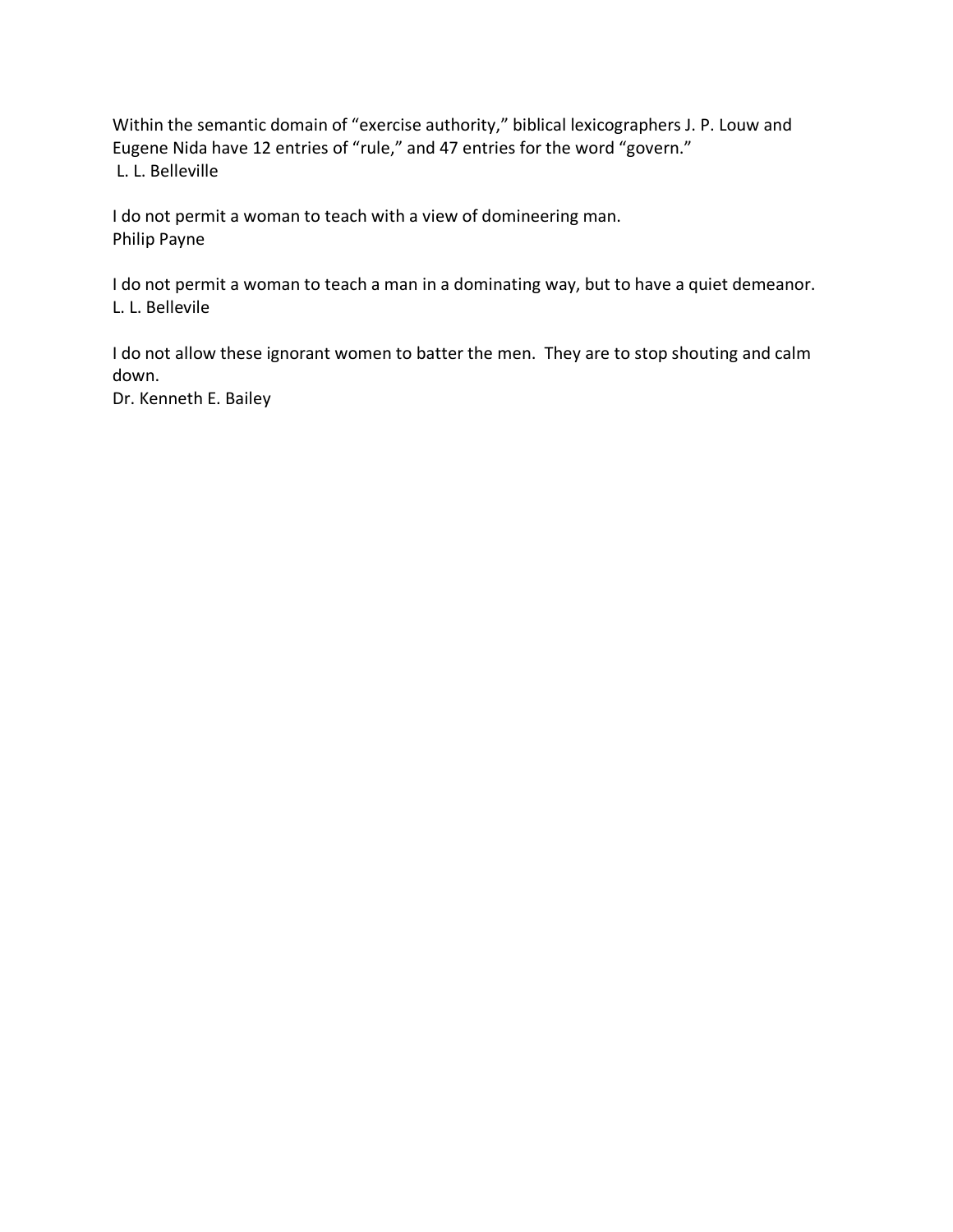Within the semantic domain of “exercise authority,” biblical lexicographers J. P. Louw and Eugene Nida have 12 entries of “rule,” and 47 entries for the word “govern.”
L. L. Belleville

I do not permit a woman to teach with a view of domineering man.
Philip Payne

I do not permit a woman to teach a man in a dominating way, but to have a quiet demeanor.
L. L. Bellevile

I do not allow these ignorant women to batter the men. They are to stop shouting and calm down.
Dr. Kenneth E. Bailey